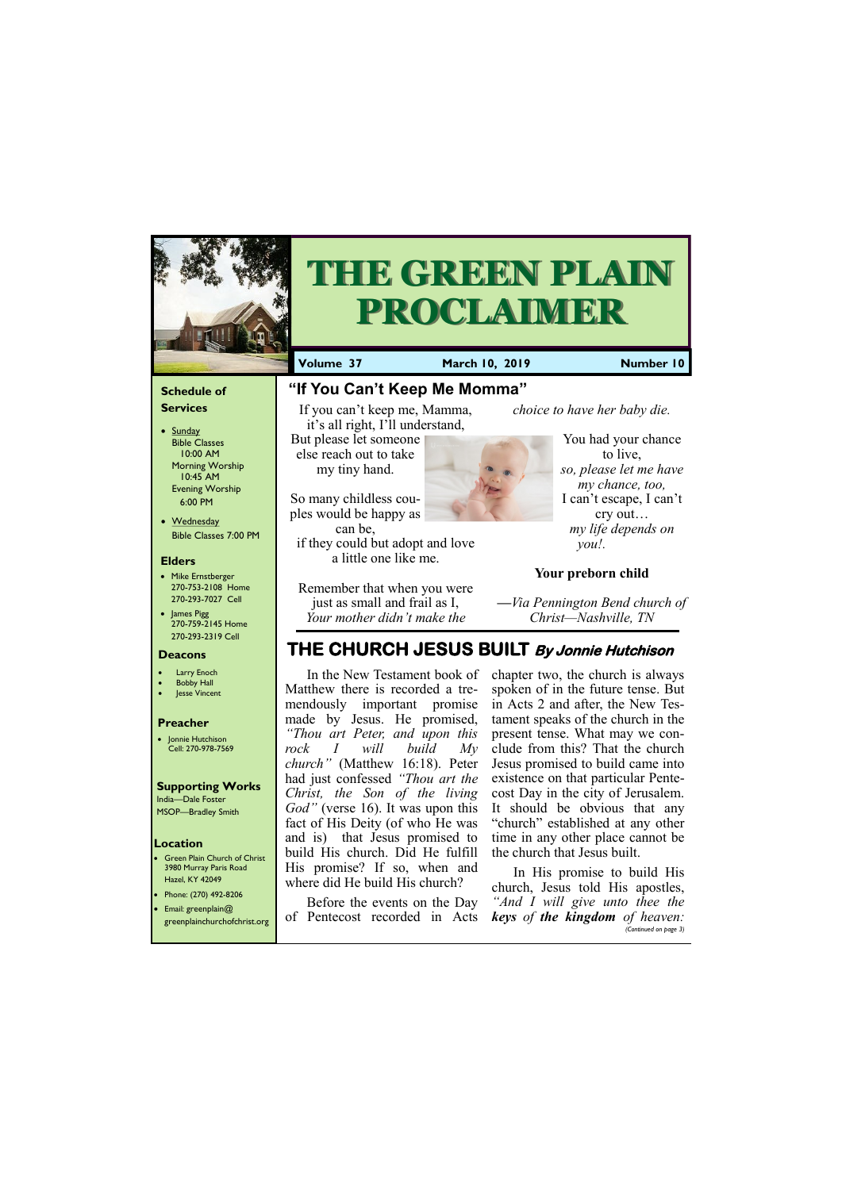# THE GREEN PLAIN PROCLAIMER

**Volume 37** | **March 10, 2019** | **Number 10**

### Schedule of Services

- Sunday
  Bible Classes 10:00 AM
  Morning Worship 10:45 AM
  Evening Worship 6:00 PM
- Wednesday
  Bible Classes 7:00 PM

### Elders

- Mike Ernstberger
  270-753-2108 Home
  270-293-7027 Cell
- James Pigg
  270-759-2145 Home
  270-293-2319 Cell

### Deacons

- Larry Enoch
- Bobby Hall
- Jesse Vincent

### Preacher

- Jonnie Hutchison
  Cell: 270-978-7569

### Supporting Works

India—Dale Foster
MSOP—Bradley Smith

### Location

- Green Plain Church of Christ
  3980 Murray Paris Road
  Hazel, KY 42049
- Phone: (270) 492-8206
- Email: greenplain@greenplainchurchofchrist.org

## "If You Can't Keep Me Momma"

If you can't keep me, Mamma,
it's all right, I'll understand,
But please let someone
else reach out to take
my tiny hand.

So many childless couples would be happy as
can be,
if they could but adopt and love
a little one like me.

Remember that when you were
just as small and frail as I,
*Your mother didn't make the*
*choice to have her baby die.*

You had your chance
to live,
*so, please let me have*
*my chance, too,*
I can't escape, I can't
cry out…
*my life depends on*
*you!.*

**Your preborn child**

*—Via Pennington Bend church of Christ—Nashville, TN*

## THE CHURCH JESUS BUILT *By Jonnie Hutchison*

In the New Testament book of Matthew there is recorded a tremendously important promise made by Jesus. He promised, *"Thou art Peter, and upon this rock I will build My church"* (Matthew 16:18). Peter had just confessed *"Thou art the Christ, the Son of the living God"* (verse 16). It was upon this fact of His Deity (of who He was and is) that Jesus promised to build His church. Did He fulfill His promise? If so, when and where did He build His church?

Before the events on the Day of Pentecost recorded in Acts chapter two, the church is always spoken of in the future tense. But in Acts 2 and after, the New Testament speaks of the church in the present tense. What may we conclude from this? That the church Jesus promised to build came into existence on that particular Pentecost Day in the city of Jerusalem. It should be obvious that any "church" established at any other time in any other place cannot be the church that Jesus built.

In His promise to build His church, Jesus told His apostles, *"And I will give unto thee the* ***keys*** *of* ***the kingdom*** *of heaven:*

*(Continued on page 3)*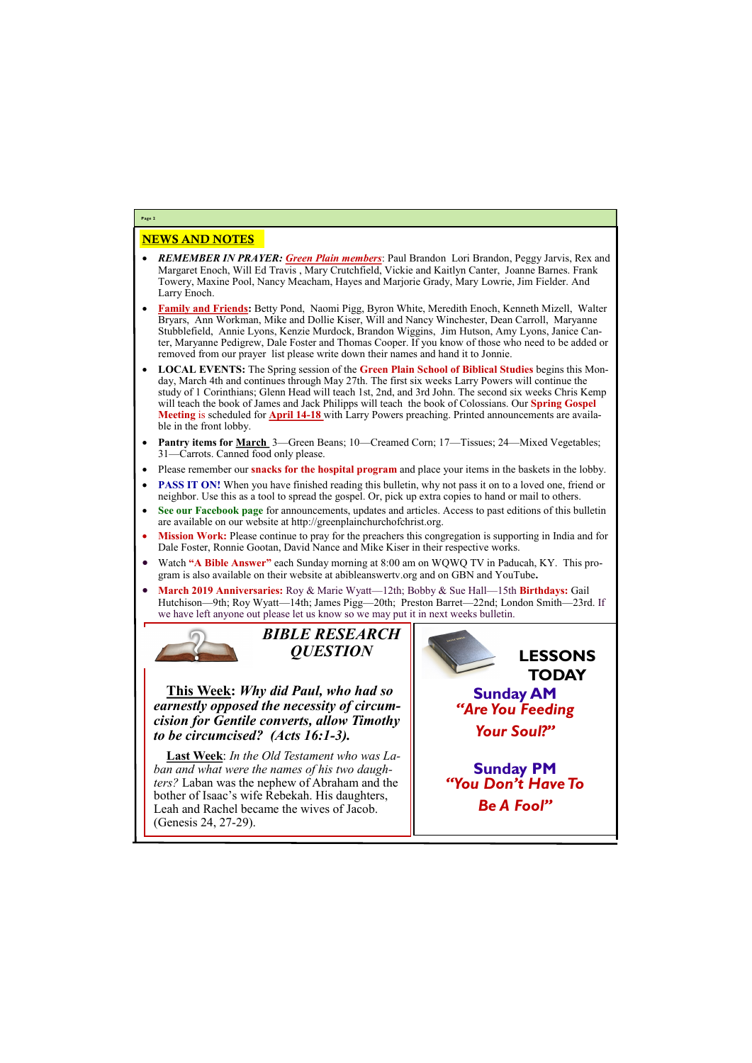## NEWS AND NOTES

- ***REMEMBER IN PRAYER:*** ***Green Plain members***: Paul Brandon Lori Brandon, Peggy Jarvis, Rex and Margaret Enoch, Will Ed Travis , Mary Crutchfield, Vickie and Kaitlyn Canter, Joanne Barnes. Frank Towery, Maxine Pool, Nancy Meacham, Hayes and Marjorie Grady, Mary Lowrie, Jim Fielder. And Larry Enoch.
- **Family and Friends:** Betty Pond, Naomi Pigg, Byron White, Meredith Enoch, Kenneth Mizell, Walter Bryars, Ann Workman, Mike and Dollie Kiser, Will and Nancy Winchester, Dean Carroll, Maryanne Stubblefield, Annie Lyons, Kenzie Murdock, Brandon Wiggins, Jim Hutson, Amy Lyons, Janice Canter, Maryanne Pedigrew, Dale Foster and Thomas Cooper. If you know of those who need to be added or removed from our prayer list please write down their names and hand it to Jonnie.
- **LOCAL EVENTS:** The Spring session of the **Green Plain School of Biblical Studies** begins this Monday, March 4th and continues through May 27th. The first six weeks Larry Powers will continue the study of 1 Corinthians; Glenn Head will teach 1st, 2nd, and 3rd John. The second six weeks Chris Kemp will teach the book of James and Jack Philipps will teach the book of Colossians. Our **Spring Gospel Meeting** is scheduled for **April 14-18** with Larry Powers preaching. Printed announcements are available in the front lobby.
- **Pantry items for March** 3—Green Beans; 10—Creamed Corn; 17—Tissues; 24—Mixed Vegetables; 31—Carrots. Canned food only please.
- Please remember our **snacks for the hospital program** and place your items in the baskets in the lobby.
- **PASS IT ON!** When you have finished reading this bulletin, why not pass it on to a loved one, friend or neighbor. Use this as a tool to spread the gospel. Or, pick up extra copies to hand or mail to others.
- **See our Facebook page** for announcements, updates and articles. Access to past editions of this bulletin are available on our website at http://greenplainchurchofchrist.org.
- **Mission Work:** Please continue to pray for the preachers this congregation is supporting in India and for Dale Foster, Ronnie Gootan, David Nance and Mike Kiser in their respective works.
- Watch **"A Bible Answer"** each Sunday morning at 8:00 am on WQWQ TV in Paducah, KY. This program is also available on their website at abibleanswertv.org and on GBN and YouTube**.**
- **March 2019 Anniversaries:** Roy & Marie Wyatt—12th; Bobby & Sue Hall—15th **Birthdays:** Gail Hutchison—9th; Roy Wyatt—14th; James Pigg—20th; Preston Barret—22nd; London Smith—23rd. If we have left anyone out please let us know so we may put it in next weeks bulletin.

### *BIBLE RESEARCH QUESTION*

**This Week**: ***Why did Paul, who had so earnestly opposed the necessity of circumcision for Gentile converts, allow Timothy to be circumcised? (Acts 16:1-3).***

**Last Week**: *In the Old Testament who was Laban and what were the names of his two daughters?* Laban was the nephew of Abraham and the bother of Isaac's wife Rebekah. His daughters, Leah and Rachel became the wives of Jacob. (Genesis 24, 27-29).

### LESSONS TODAY

**Sunday AM**
***"Are You Feeding Your Soul?"***

**Sunday PM**
***"You Don't Have To Be A Fool"***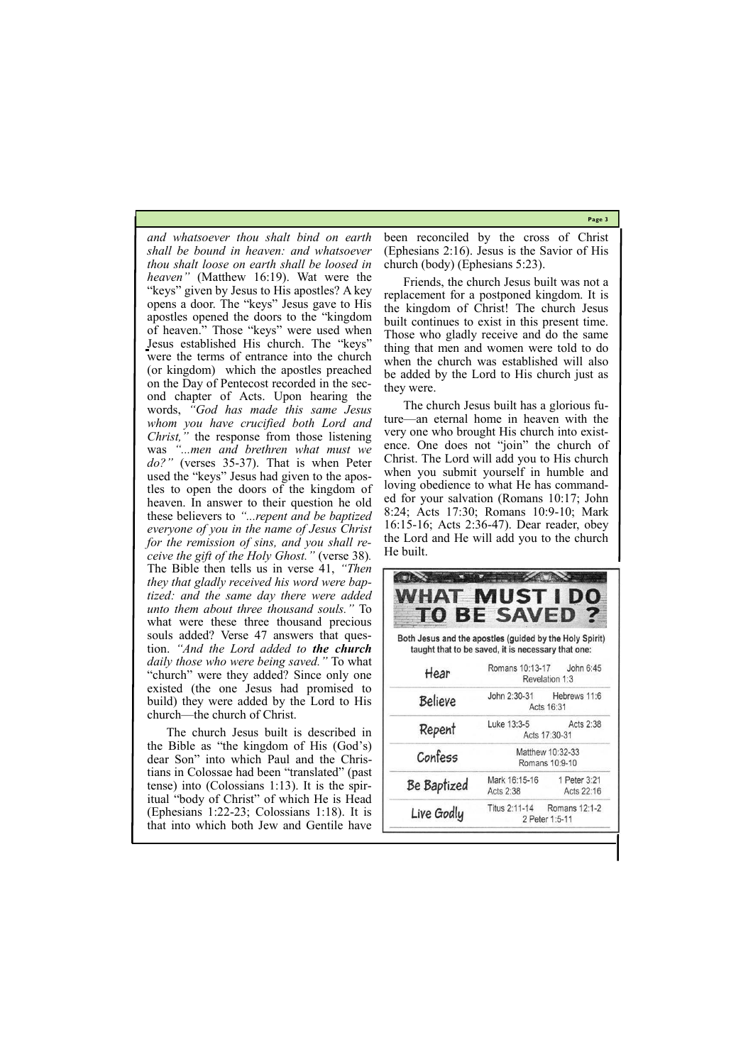*and whatsoever thou shalt bind on earth shall be bound in heaven: and whatsoever thou shalt loose on earth shall be loosed in heaven"* (Matthew 16:19). Wat were the "keys" given by Jesus to His apostles? A key opens a door. The "keys" Jesus gave to His apostles opened the doors to the "kingdom of heaven." Those "keys" were used when Jesus established His church. The "keys" were the terms of entrance into the church (or kingdom) which the apostles preached on the Day of Pentecost recorded in the second chapter of Acts. Upon hearing the words, *"God has made this same Jesus whom you have crucified both Lord and Christ,"* the response from those listening was *"...men and brethren what must we do?"* (verses 35-37). That is when Peter used the "keys" Jesus had given to the apostles to open the doors of the kingdom of heaven. In answer to their question he old these believers to *"...repent and be baptized everyone of you in the name of Jesus Christ for the remission of sins, and you shall receive the gift of the Holy Ghost."* (verse 38). The Bible then tells us in verse 41, *"Then they that gladly received his word were baptized: and the same day there were added unto them about three thousand souls."* To what were these three thousand precious souls added? Verse 47 answers that question. *"And the Lord added to* ***the church*** *daily those who were being saved."* To what "church" were they added? Since only one existed (the one Jesus had promised to build) they were added by the Lord to His church—the church of Christ.

The church Jesus built is described in the Bible as "the kingdom of His (God's) dear Son" into which Paul and the Christians in Colossae had been "translated" (past tense) into (Colossians 1:13). It is the spiritual "body of Christ" of which He is Head (Ephesians 1:22-23; Colossians 1:18). It is that into which both Jew and Gentile have been reconciled by the cross of Christ (Ephesians 2:16). Jesus is the Savior of His church (body) (Ephesians 5:23).

Friends, the church Jesus built was not a replacement for a postponed kingdom. It is the kingdom of Christ! The church Jesus built continues to exist in this present time. Those who gladly receive and do the same thing that men and women were told to do when the church was established will also be added by the Lord to His church just as they were.

The church Jesus built has a glorious future—an eternal home in heaven with the very one who brought His church into existence. One does not "join" the church of Christ. The Lord will add you to His church when you submit yourself in humble and loving obedience to what He has commanded for your salvation (Romans 10:17; John 8:24; Acts 17:30; Romans 10:9-10; Mark 16:15-16; Acts 2:36-47). Dear reader, obey the Lord and He will add you to the church He built.

## WHAT MUST I DO TO BE SAVED ?

Both Jesus and the apostles (guided by the Holy Spirit) taught that to be saved, it is necessary that one:

| | |
|---|---|
| Hear | Romans 10:13-17, John 6:45, Revelation 1:3 |
| Believe | John 2:30-31, Hebrews 11:6, Acts 16:31 |
| Repent | Luke 13:3-5, Acts 2:38, Acts 17:30-31 |
| Confess | Matthew 10:32-33, Romans 10:9-10 |
| Be Baptized | Mark 16:15-16, 1 Peter 3:21, Acts 2:38, Acts 22:16 |
| Live Godly | Titus 2:11-14, Romans 12:1-2, 2 Peter 1:5-11 |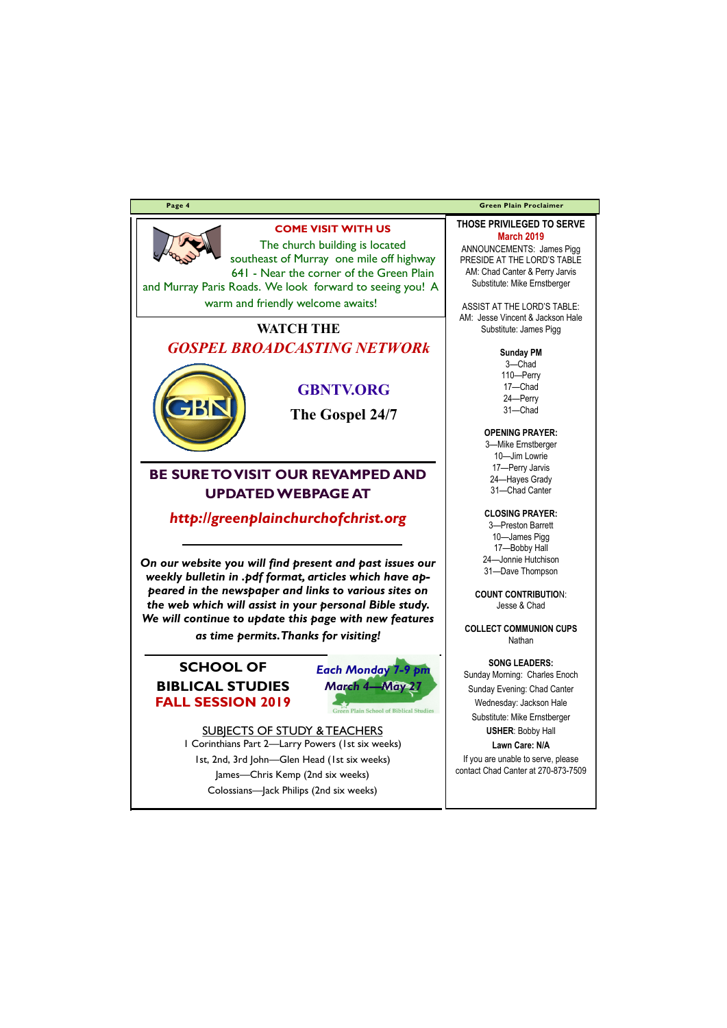## COME VISIT WITH US

The church building is located southeast of Murray one mile off highway 641 - Near the corner of the Green Plain and Murray Paris Roads. We look forward to seeing you! A warm and friendly welcome awaits!

## WATCH THE

## *GOSPEL BROADCASTING NETWORk*

GBN

**GBNTV.ORG**

**The Gospel 24/7**

## BE SURE TO VISIT OUR REVAMPED AND UPDATED WEBPAGE AT

***http://greenplainchurchofchrist.org***

***On our website you will find present and past issues our weekly bulletin in .pdf format, articles which have appeared in the newspaper and links to various sites on the web which will assist in your personal Bible study. We will continue to update this page with new features as time permits. Thanks for visiting!***

## SCHOOL OF BIBLICAL STUDIES FALL SESSION 2019

***Each Monday 7-9 pm***
***March 4—May 27***

Green Plain School of Biblical Studies

SUBJECTS OF STUDY & TEACHERS

1 Corinthians Part 2—Larry Powers (1st six weeks)
1st, 2nd, 3rd John—Glen Head (1st six weeks)
James—Chris Kemp (2nd six weeks)
Colossians—Jack Philips (2nd six weeks)

## THOSE PRIVILEGED TO SERVE
**March 2019**

ANNOUNCEMENTS: James Pigg
PRESIDE AT THE LORD'S TABLE
AM: Chad Canter & Perry Jarvis
Substitute: Mike Ernstberger

ASSIST AT THE LORD'S TABLE:
AM: Jesse Vincent & Jackson Hale
Substitute: James Pigg

**Sunday PM**
3—Chad
110—Perry
17—Chad
24—Perry
31—Chad

**OPENING PRAYER:**
3—Mike Ernstberger
10—Jim Lowrie
17—Perry Jarvis
24—Hayes Grady
31—Chad Canter

**CLOSING PRAYER:**
3—Preston Barrett
10—James Pigg
17—Bobby Hall
24—Jonnie Hutchison
31—Dave Thompson

**COUNT CONTRIBUTION:**
Jesse & Chad

**COLLECT COMMUNION CUPS**
Nathan

**SONG LEADERS:**
Sunday Morning: Charles Enoch
Sunday Evening: Chad Canter
Wednesday: Jackson Hale
Substitute: Mike Ernstberger

**USHER**: Bobby Hall

**Lawn Care: N/A**

If you are unable to serve, please contact Chad Canter at 270-873-7509